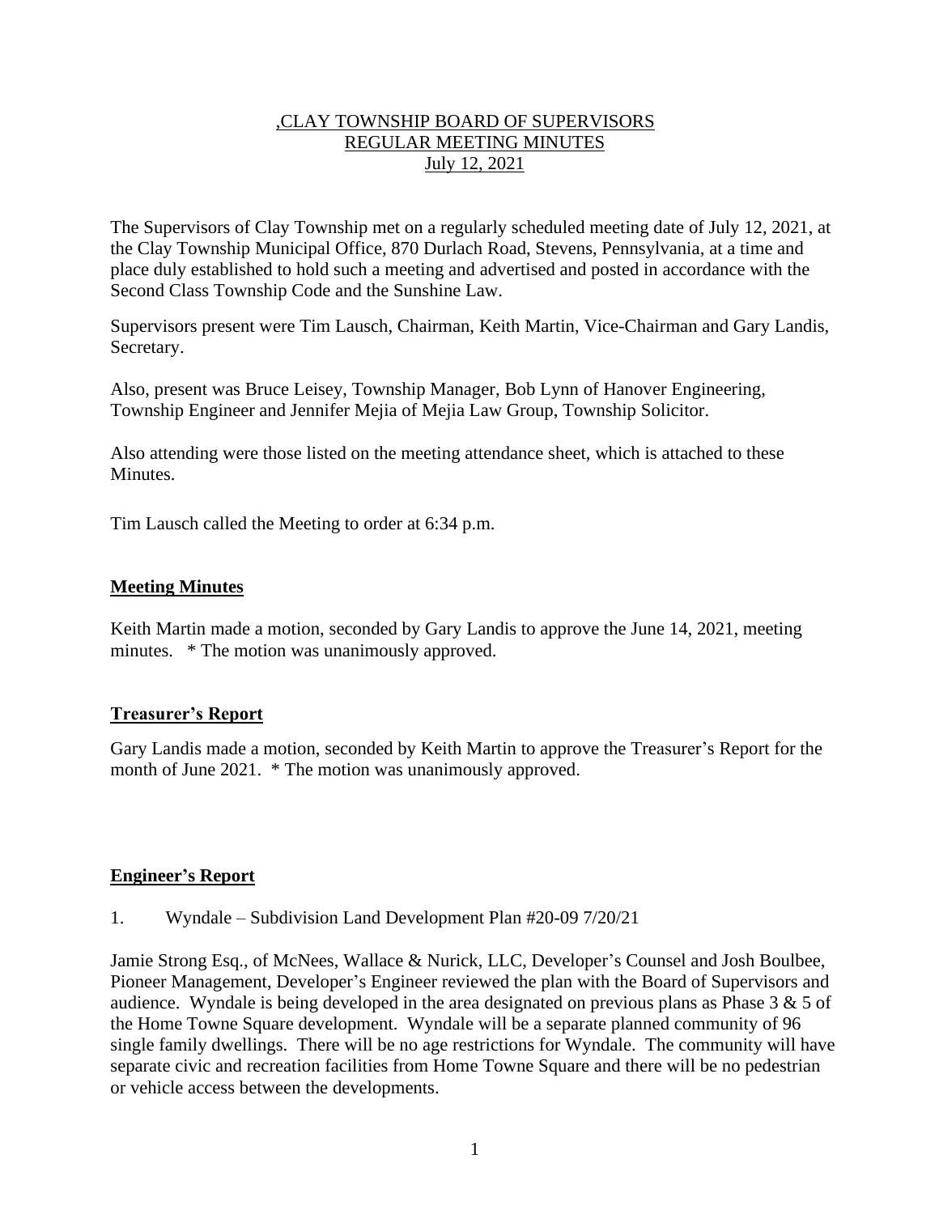,CLAY TOWNSHIP BOARD OF SUPERVISORS
REGULAR MEETING MINUTES
July 12, 2021

The Supervisors of Clay Township met on a regularly scheduled meeting date of July 12, 2021, at the Clay Township Municipal Office, 870 Durlach Road, Stevens, Pennsylvania, at a time and place duly established to hold such a meeting and advertised and posted in accordance with the Second Class Township Code and the Sunshine Law.

Supervisors present were Tim Lausch, Chairman, Keith Martin, Vice-Chairman and Gary Landis, Secretary.

Also, present was Bruce Leisey, Township Manager, Bob Lynn of Hanover Engineering, Township Engineer and Jennifer Mejia of Mejia Law Group, Township Solicitor.

Also attending were those listed on the meeting attendance sheet, which is attached to these Minutes.

Tim Lausch called the Meeting to order at 6:34 p.m.

**Meeting Minutes**

Keith Martin made a motion, seconded by Gary Landis to approve the June 14, 2021, meeting minutes. * The motion was unanimously approved.

**Treasurer's Report**

Gary Landis made a motion, seconded by Keith Martin to approve the Treasurer's Report for the month of June 2021. * The motion was unanimously approved.

**Engineer's Report**

1. Wyndale – Subdivision Land Development Plan #20-09 7/20/21

Jamie Strong Esq., of McNees, Wallace & Nurick, LLC, Developer's Counsel and Josh Boulbee, Pioneer Management, Developer's Engineer reviewed the plan with the Board of Supervisors and audience. Wyndale is being developed in the area designated on previous plans as Phase 3 & 5 of the Home Towne Square development. Wyndale will be a separate planned community of 96 single family dwellings. There will be no age restrictions for Wyndale. The community will have separate civic and recreation facilities from Home Towne Square and there will be no pedestrian or vehicle access between the developments.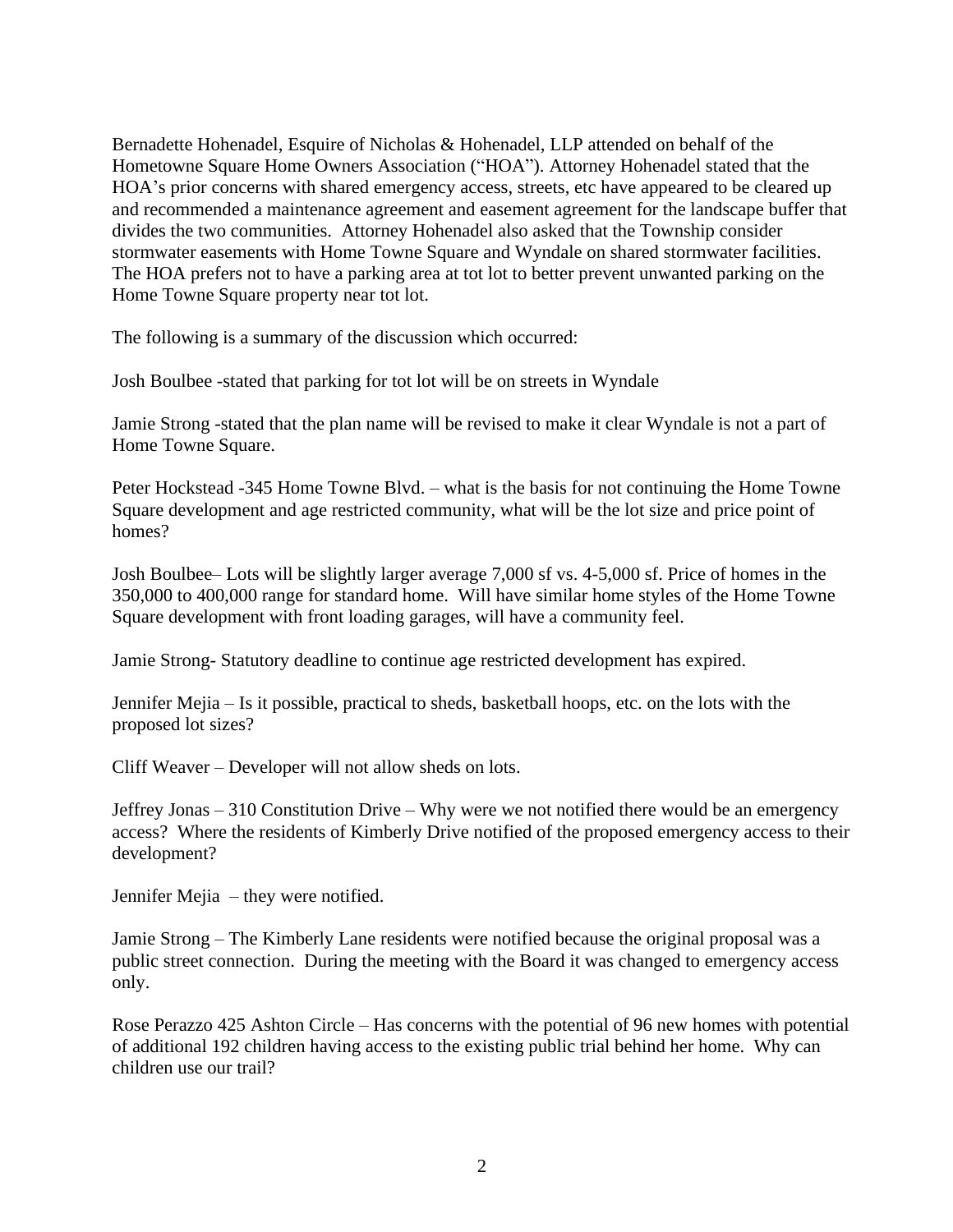Bernadette Hohenadel, Esquire of Nicholas & Hohenadel, LLP attended on behalf of the Hometowne Square Home Owners Association ("HOA"). Attorney Hohenadel stated that the HOA's prior concerns with shared emergency access, streets, etc have appeared to be cleared up and recommended a maintenance agreement and easement agreement for the landscape buffer that divides the two communities. Attorney Hohenadel also asked that the Township consider stormwater easements with Home Towne Square and Wyndale on shared stormwater facilities. The HOA prefers not to have a parking area at tot lot to better prevent unwanted parking on the Home Towne Square property near tot lot.

The following is a summary of the discussion which occurred:

Josh Boulbee -stated that parking for tot lot will be on streets in Wyndale

Jamie Strong -stated that the plan name will be revised to make it clear Wyndale is not a part of Home Towne Square.

Peter Hockstead -345 Home Towne Blvd. – what is the basis for not continuing the Home Towne Square development and age restricted community, what will be the lot size and price point of homes?

Josh Boulbee– Lots will be slightly larger average 7,000 sf vs. 4-5,000 sf. Price of homes in the 350,000 to 400,000 range for standard home. Will have similar home styles of the Home Towne Square development with front loading garages, will have a community feel.

Jamie Strong- Statutory deadline to continue age restricted development has expired.

Jennifer Mejia – Is it possible, practical to sheds, basketball hoops, etc. on the lots with the proposed lot sizes?

Cliff Weaver – Developer will not allow sheds on lots.

Jeffrey Jonas – 310 Constitution Drive – Why were we not notified there would be an emergency access? Where the residents of Kimberly Drive notified of the proposed emergency access to their development?

Jennifer Mejia – they were notified.

Jamie Strong – The Kimberly Lane residents were notified because the original proposal was a public street connection. During the meeting with the Board it was changed to emergency access only.

Rose Perazzo 425 Ashton Circle – Has concerns with the potential of 96 new homes with potential of additional 192 children having access to the existing public trial behind her home. Why can children use our trail?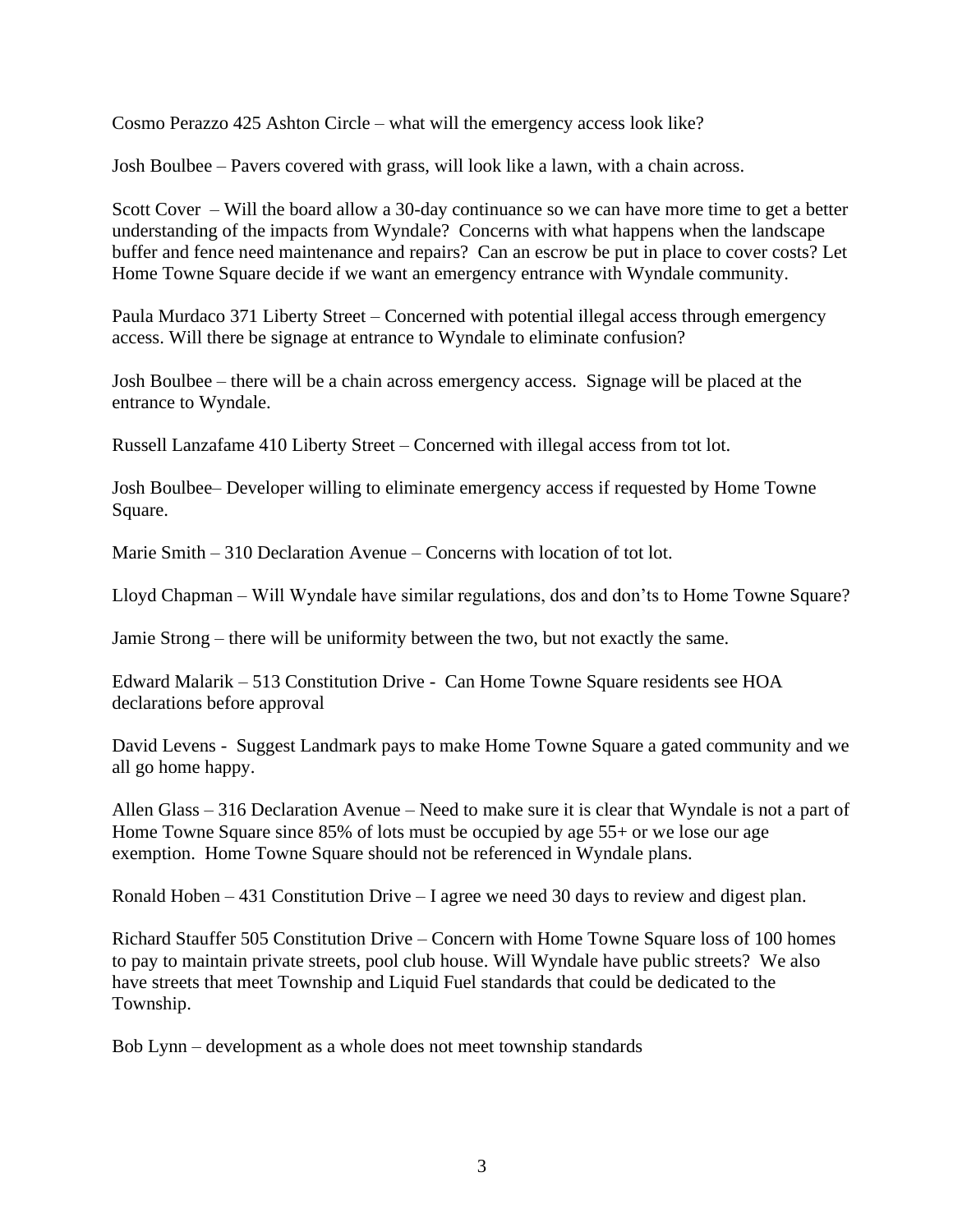Cosmo Perazzo 425 Ashton Circle – what will the emergency access look like?

Josh Boulbee – Pavers covered with grass, will look like a lawn, with a chain across.

Scott Cover – Will the board allow a 30-day continuance so we can have more time to get a better understanding of the impacts from Wyndale? Concerns with what happens when the landscape buffer and fence need maintenance and repairs? Can an escrow be put in place to cover costs? Let Home Towne Square decide if we want an emergency entrance with Wyndale community.

Paula Murdaco 371 Liberty Street – Concerned with potential illegal access through emergency access. Will there be signage at entrance to Wyndale to eliminate confusion?

Josh Boulbee – there will be a chain across emergency access. Signage will be placed at the entrance to Wyndale.

Russell Lanzafame 410 Liberty Street – Concerned with illegal access from tot lot.

Josh Boulbee– Developer willing to eliminate emergency access if requested by Home Towne Square.

Marie Smith – 310 Declaration Avenue – Concerns with location of tot lot.

Lloyd Chapman – Will Wyndale have similar regulations, dos and don'ts to Home Towne Square?

Jamie Strong – there will be uniformity between the two, but not exactly the same.

Edward Malarik – 513 Constitution Drive - Can Home Towne Square residents see HOA declarations before approval

David Levens - Suggest Landmark pays to make Home Towne Square a gated community and we all go home happy.

Allen Glass – 316 Declaration Avenue – Need to make sure it is clear that Wyndale is not a part of Home Towne Square since 85% of lots must be occupied by age 55+ or we lose our age exemption. Home Towne Square should not be referenced in Wyndale plans.

Ronald Hoben – 431 Constitution Drive – I agree we need 30 days to review and digest plan.

Richard Stauffer 505 Constitution Drive – Concern with Home Towne Square loss of 100 homes to pay to maintain private streets, pool club house. Will Wyndale have public streets? We also have streets that meet Township and Liquid Fuel standards that could be dedicated to the Township.

Bob Lynn – development as a whole does not meet township standards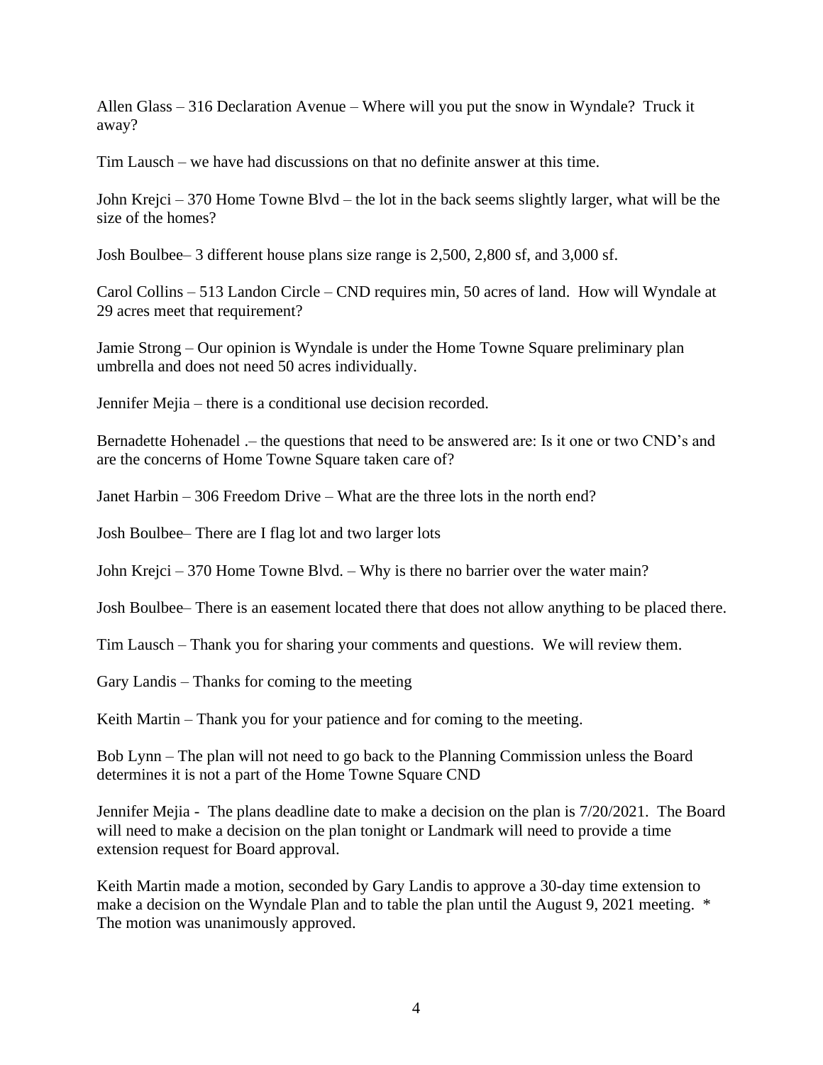Allen Glass – 316 Declaration Avenue – Where will you put the snow in Wyndale? Truck it away?

Tim Lausch – we have had discussions on that no definite answer at this time.

John Krejci – 370 Home Towne Blvd – the lot in the back seems slightly larger, what will be the size of the homes?

Josh Boulbee– 3 different house plans size range is 2,500, 2,800 sf, and 3,000 sf.

Carol Collins – 513 Landon Circle – CND requires min, 50 acres of land. How will Wyndale at 29 acres meet that requirement?

Jamie Strong – Our opinion is Wyndale is under the Home Towne Square preliminary plan umbrella and does not need 50 acres individually.

Jennifer Mejia – there is a conditional use decision recorded.

Bernadette Hohenadel .– the questions that need to be answered are: Is it one or two CND's and are the concerns of Home Towne Square taken care of?

Janet Harbin – 306 Freedom Drive – What are the three lots in the north end?

Josh Boulbee– There are I flag lot and two larger lots

John Krejci – 370 Home Towne Blvd. – Why is there no barrier over the water main?

Josh Boulbee– There is an easement located there that does not allow anything to be placed there.

Tim Lausch – Thank you for sharing your comments and questions. We will review them.

Gary Landis – Thanks for coming to the meeting

Keith Martin – Thank you for your patience and for coming to the meeting.

Bob Lynn – The plan will not need to go back to the Planning Commission unless the Board determines it is not a part of the Home Towne Square CND

Jennifer Mejia - The plans deadline date to make a decision on the plan is 7/20/2021. The Board will need to make a decision on the plan tonight or Landmark will need to provide a time extension request for Board approval.

Keith Martin made a motion, seconded by Gary Landis to approve a 30-day time extension to make a decision on the Wyndale Plan and to table the plan until the August 9, 2021 meeting. * The motion was unanimously approved.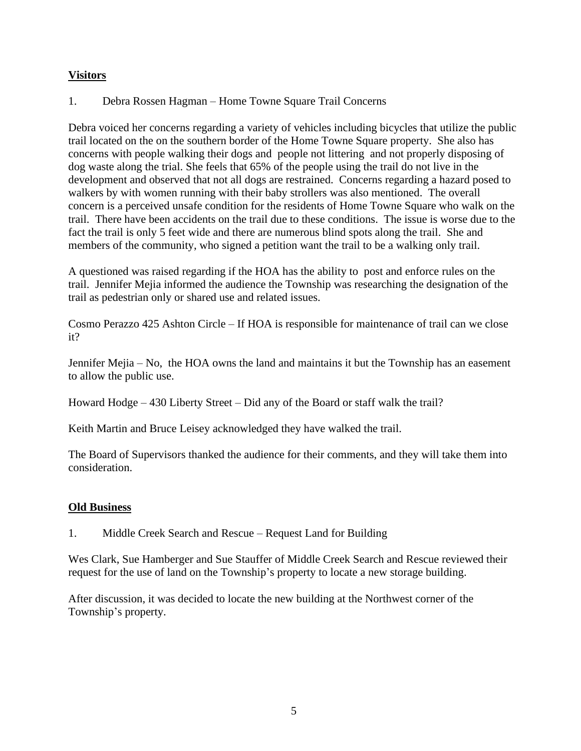## Visitors

1. Debra Rossen Hagman – Home Towne Square Trail Concerns

Debra voiced her concerns regarding a variety of vehicles including bicycles that utilize the public trail located on the on the southern border of the Home Towne Square property. She also has concerns with people walking their dogs and people not littering and not properly disposing of dog waste along the trial. She feels that 65% of the people using the trail do not live in the development and observed that not all dogs are restrained. Concerns regarding a hazard posed to walkers by with women running with their baby strollers was also mentioned. The overall concern is a perceived unsafe condition for the residents of Home Towne Square who walk on the trail. There have been accidents on the trail due to these conditions. The issue is worse due to the fact the trail is only 5 feet wide and there are numerous blind spots along the trail. She and members of the community, who signed a petition want the trail to be a walking only trail.

A questioned was raised regarding if the HOA has the ability to post and enforce rules on the trail. Jennifer Mejia informed the audience the Township was researching the designation of the trail as pedestrian only or shared use and related issues.

Cosmo Perazzo 425 Ashton Circle – If HOA is responsible for maintenance of trail can we close it?

Jennifer Mejia – No, the HOA owns the land and maintains it but the Township has an easement to allow the public use.

Howard Hodge – 430 Liberty Street – Did any of the Board or staff walk the trail?

Keith Martin and Bruce Leisey acknowledged they have walked the trail.

The Board of Supervisors thanked the audience for their comments, and they will take them into consideration.

## Old Business

1. Middle Creek Search and Rescue – Request Land for Building

Wes Clark, Sue Hamberger and Sue Stauffer of Middle Creek Search and Rescue reviewed their request for the use of land on the Township's property to locate a new storage building.

After discussion, it was decided to locate the new building at the Northwest corner of the Township's property.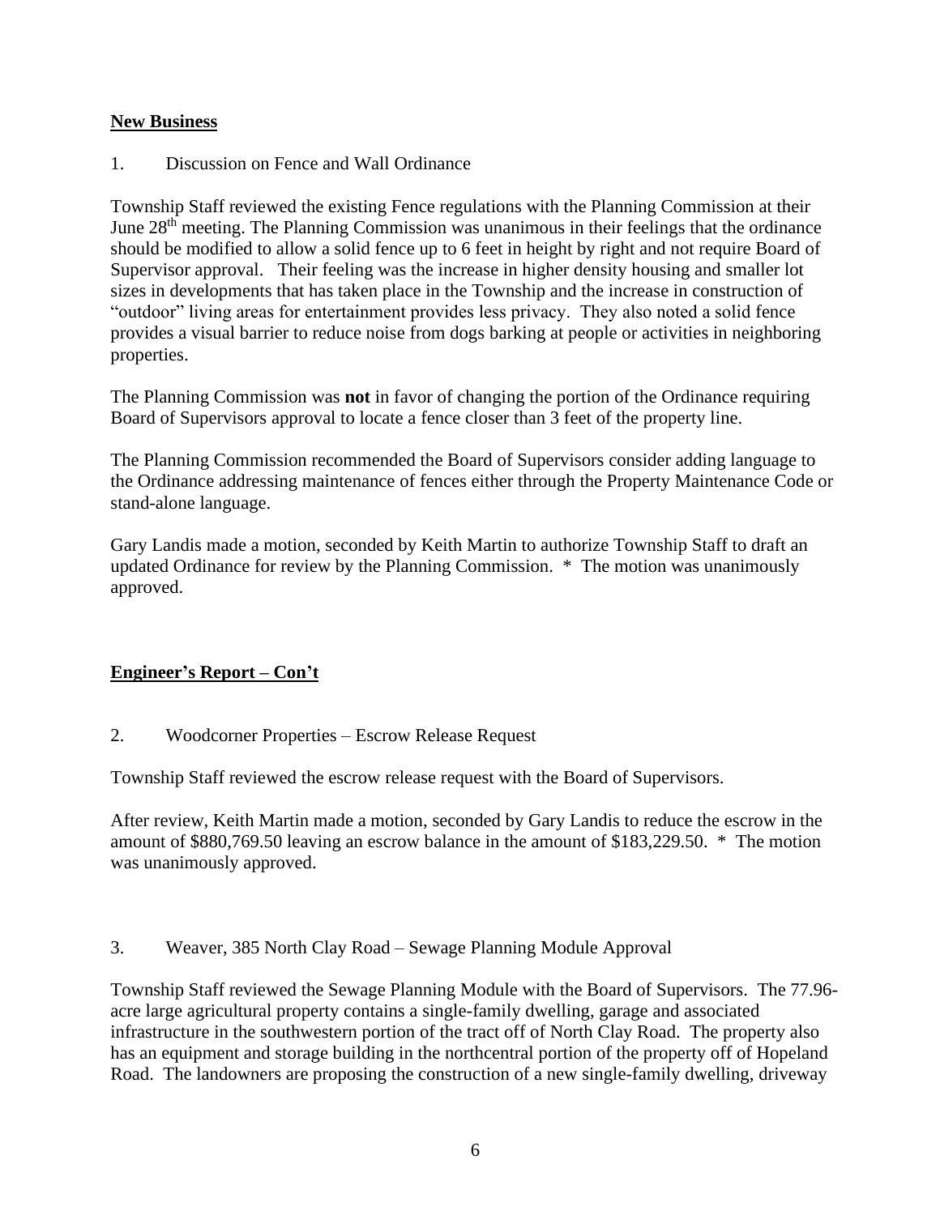**New Business**

1. Discussion on Fence and Wall Ordinance

Township Staff reviewed the existing Fence regulations with the Planning Commission at their June 28th meeting. The Planning Commission was unanimous in their feelings that the ordinance should be modified to allow a solid fence up to 6 feet in height by right and not require Board of Supervisor approval. Their feeling was the increase in higher density housing and smaller lot sizes in developments that has taken place in the Township and the increase in construction of "outdoor" living areas for entertainment provides less privacy. They also noted a solid fence provides a visual barrier to reduce noise from dogs barking at people or activities in neighboring properties.

The Planning Commission was **not** in favor of changing the portion of the Ordinance requiring Board of Supervisors approval to locate a fence closer than 3 feet of the property line.

The Planning Commission recommended the Board of Supervisors consider adding language to the Ordinance addressing maintenance of fences either through the Property Maintenance Code or stand-alone language.

Gary Landis made a motion, seconded by Keith Martin to authorize Township Staff to draft an updated Ordinance for review by the Planning Commission. * The motion was unanimously approved.

**Engineer's Report – Con't**

2. Woodcorner Properties – Escrow Release Request

Township Staff reviewed the escrow release request with the Board of Supervisors.

After review, Keith Martin made a motion, seconded by Gary Landis to reduce the escrow in the amount of $880,769.50 leaving an escrow balance in the amount of $183,229.50. * The motion was unanimously approved.

3. Weaver, 385 North Clay Road – Sewage Planning Module Approval

Township Staff reviewed the Sewage Planning Module with the Board of Supervisors. The 77.96-acre large agricultural property contains a single-family dwelling, garage and associated infrastructure in the southwestern portion of the tract off of North Clay Road. The property also has an equipment and storage building in the northcentral portion of the property off of Hopeland Road. The landowners are proposing the construction of a new single-family dwelling, driveway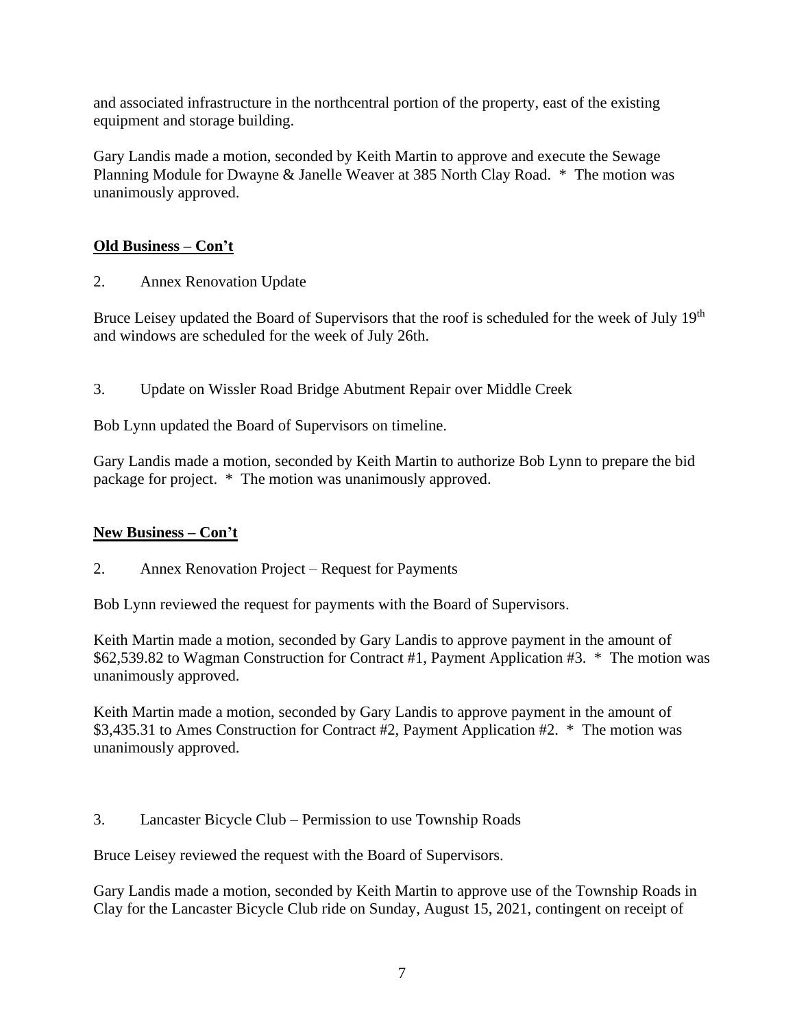and associated infrastructure in the northcentral portion of the property, east of the existing equipment and storage building.

Gary Landis made a motion, seconded by Keith Martin to approve and execute the Sewage Planning Module for Dwayne & Janelle Weaver at 385 North Clay Road. * The motion was unanimously approved.

**Old Business – Con't**

2. Annex Renovation Update

Bruce Leisey updated the Board of Supervisors that the roof is scheduled for the week of July 19th and windows are scheduled for the week of July 26th.

3. Update on Wissler Road Bridge Abutment Repair over Middle Creek

Bob Lynn updated the Board of Supervisors on timeline.

Gary Landis made a motion, seconded by Keith Martin to authorize Bob Lynn to prepare the bid package for project. * The motion was unanimously approved.

**New Business – Con't**

2. Annex Renovation Project – Request for Payments

Bob Lynn reviewed the request for payments with the Board of Supervisors.

Keith Martin made a motion, seconded by Gary Landis to approve payment in the amount of $62,539.82 to Wagman Construction for Contract #1, Payment Application #3. * The motion was unanimously approved.

Keith Martin made a motion, seconded by Gary Landis to approve payment in the amount of $3,435.31 to Ames Construction for Contract #2, Payment Application #2. * The motion was unanimously approved.

3. Lancaster Bicycle Club – Permission to use Township Roads

Bruce Leisey reviewed the request with the Board of Supervisors.

Gary Landis made a motion, seconded by Keith Martin to approve use of the Township Roads in Clay for the Lancaster Bicycle Club ride on Sunday, August 15, 2021, contingent on receipt of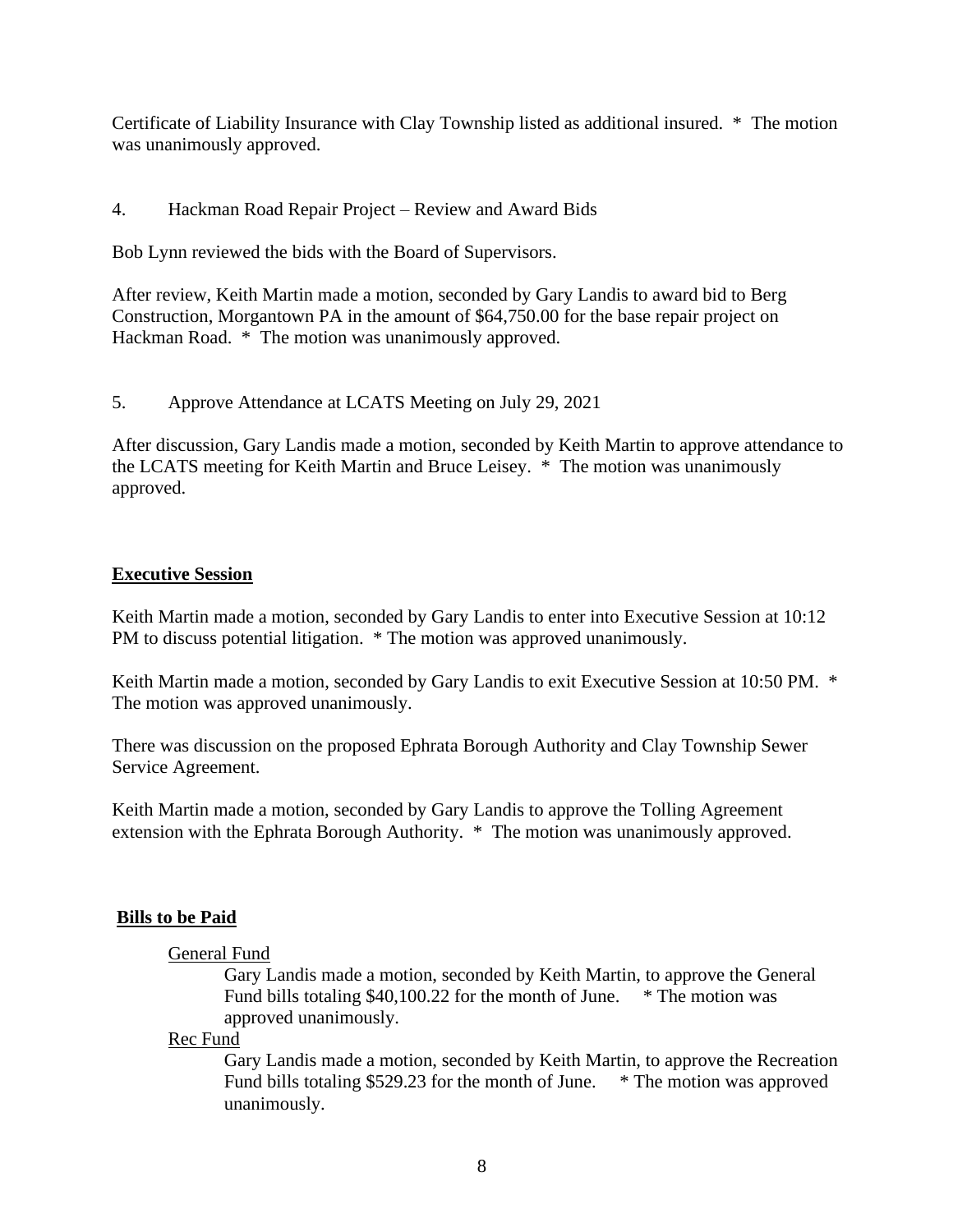Certificate of Liability Insurance with Clay Township listed as additional insured. * The motion was unanimously approved.

4. Hackman Road Repair Project – Review and Award Bids

Bob Lynn reviewed the bids with the Board of Supervisors.

After review, Keith Martin made a motion, seconded by Gary Landis to award bid to Berg Construction, Morgantown PA in the amount of $64,750.00 for the base repair project on Hackman Road. * The motion was unanimously approved.

5. Approve Attendance at LCATS Meeting on July 29, 2021

After discussion, Gary Landis made a motion, seconded by Keith Martin to approve attendance to the LCATS meeting for Keith Martin and Bruce Leisey. * The motion was unanimously approved.

## Executive Session

Keith Martin made a motion, seconded by Gary Landis to enter into Executive Session at 10:12 PM to discuss potential litigation. * The motion was approved unanimously.

Keith Martin made a motion, seconded by Gary Landis to exit Executive Session at 10:50 PM. * The motion was approved unanimously.

There was discussion on the proposed Ephrata Borough Authority and Clay Township Sewer Service Agreement.

Keith Martin made a motion, seconded by Gary Landis to approve the Tolling Agreement extension with the Ephrata Borough Authority. * The motion was unanimously approved.

## Bills to be Paid

General Fund

Gary Landis made a motion, seconded by Keith Martin, to approve the General Fund bills totaling $40,100.22 for the month of June. * The motion was approved unanimously.

Rec Fund

Gary Landis made a motion, seconded by Keith Martin, to approve the Recreation Fund bills totaling $529.23 for the month of June. * The motion was approved unanimously.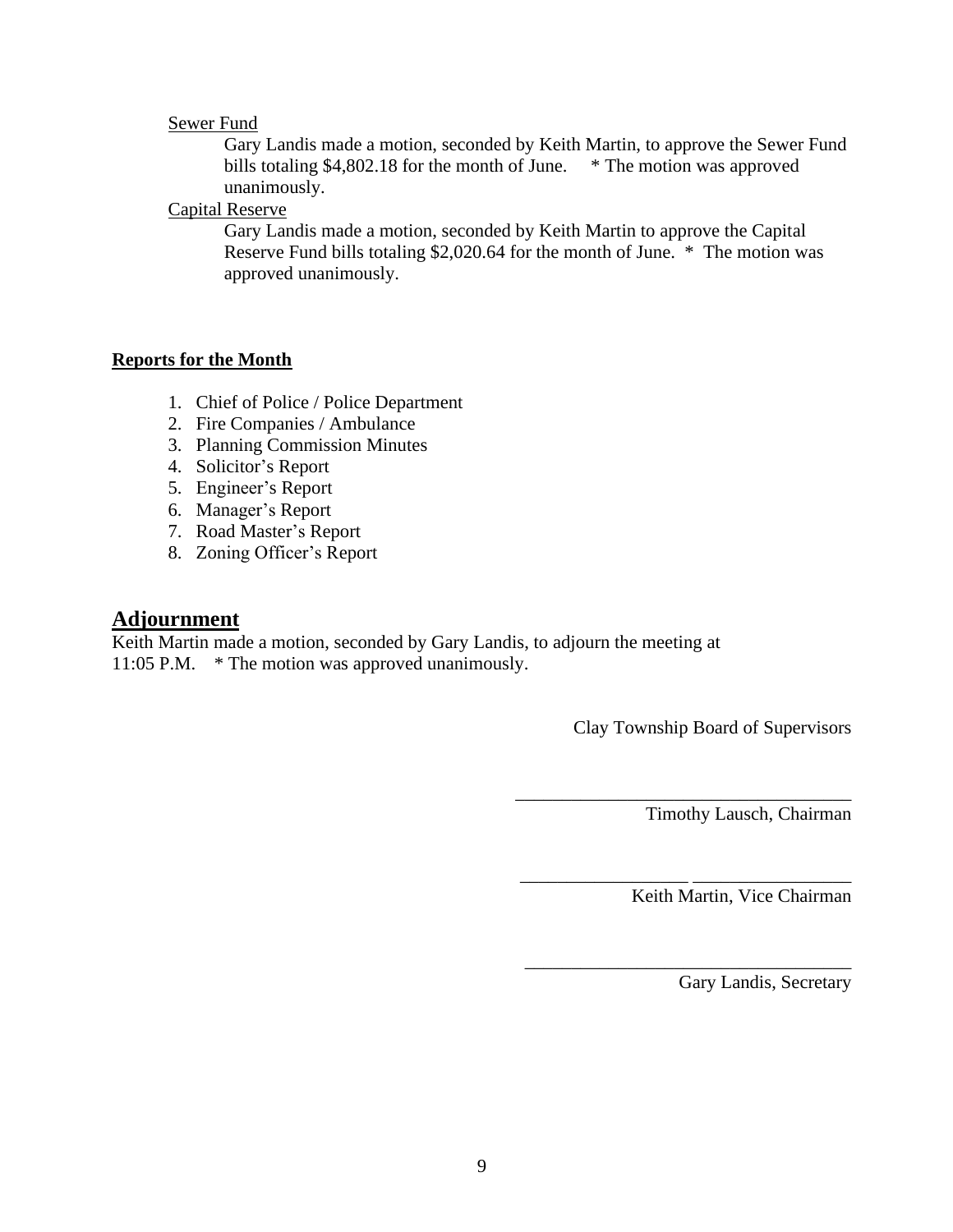Sewer Fund

Gary Landis made a motion, seconded by Keith Martin, to approve the Sewer Fund bills totaling $4,802.18 for the month of June. * The motion was approved unanimously.

Capital Reserve

Gary Landis made a motion, seconded by Keith Martin to approve the Capital Reserve Fund bills totaling $2,020.64 for the month of June. * The motion was approved unanimously.

**Reports for the Month**

1. Chief of Police / Police Department
2. Fire Companies / Ambulance
3. Planning Commission Minutes
4. Solicitor's Report
5. Engineer's Report
6. Manager's Report
7. Road Master's Report
8. Zoning Officer's Report

## Adjournment

Keith Martin made a motion, seconded by Gary Landis, to adjourn the meeting at 11:05 P.M. * The motion was approved unanimously.

Clay Township Board of Supervisors

____________________________________
Timothy Lausch, Chairman

__________________ ________________
Keith Martin, Vice Chairman

____________________________________
Gary Landis, Secretary